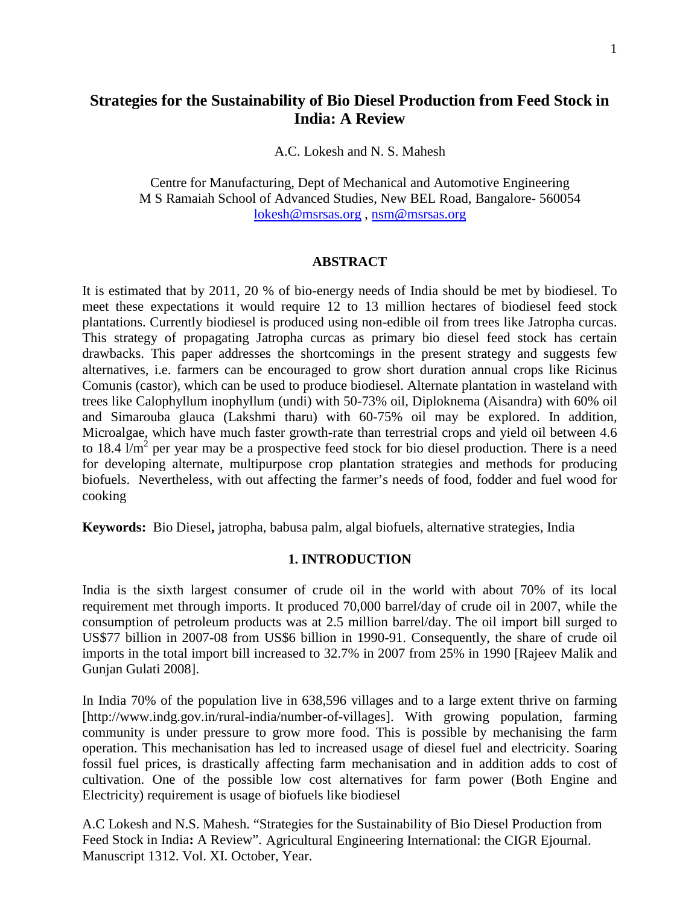# Strategies for the Sustainability of Bio Diesel Production from Feed Stock in India: A Review

A.C. Lokesh and N. S. Mahesh

Centre for Manufacturing, Dept of Mechanical and Automotive Engineering
M S Ramaiah School of Advanced Studies, New BEL Road, Bangalore- 560054
lokesh@msrsas.org , nsm@msrsas.org

## ABSTRACT

It is estimated that by 2011, 20 % of bio-energy needs of India should be met by biodiesel. To meet these expectations it would require 12 to 13 million hectares of biodiesel feed stock plantations. Currently biodiesel is produced using non-edible oil from trees like Jatropha curcas. This strategy of propagating Jatropha curcas as primary bio diesel feed stock has certain drawbacks. This paper addresses the shortcomings in the present strategy and suggests few alternatives, i.e. farmers can be encouraged to grow short duration annual crops like Ricinus Comunis (castor), which can be used to produce biodiesel. Alternate plantation in wasteland with trees like Calophyllum inophyllum (undi) with 50-73% oil, Diploknema (Aisandra) with 60% oil and Simarouba glauca (Lakshmi tharu) with 60-75% oil may be explored. In addition, Microalgae, which have much faster growth-rate than terrestrial crops and yield oil between 4.6 to 18.4 $l/m^2$ per year may be a prospective feed stock for bio diesel production. There is a need for developing alternate, multipurpose crop plantation strategies and methods for producing biofuels. Nevertheless, with out affecting the farmer's needs of food, fodder and fuel wood for cooking

**Keywords:** Bio Diesel**,** jatropha, babusa palm, algal biofuels, alternative strategies, India

## 1. INTRODUCTION

India is the sixth largest consumer of crude oil in the world with about 70% of its local requirement met through imports. It produced 70,000 barrel/day of crude oil in 2007, while the consumption of petroleum products was at 2.5 million barrel/day. The oil import bill surged to US$77 billion in 2007-08 from US$6 billion in 1990-91. Consequently, the share of crude oil imports in the total import bill increased to 32.7% in 2007 from 25% in 1990 [Rajeev Malik and Gunjan Gulati 2008].

In India 70% of the population live in 638,596 villages and to a large extent thrive on farming [http://www.indg.gov.in/rural-india/number-of-villages]. With growing population, farming community is under pressure to grow more food. This is possible by mechanising the farm operation. This mechanisation has led to increased usage of diesel fuel and electricity. Soaring fossil fuel prices, is drastically affecting farm mechanisation and in addition adds to cost of cultivation. One of the possible low cost alternatives for farm power (Both Engine and Electricity) requirement is usage of biofuels like biodiesel

A.C Lokesh and N.S. Mahesh. "Strategies for the Sustainability of Bio Diesel Production from Feed Stock in India**:** A Review". Agricultural Engineering International: the CIGR Ejournal. Manuscript 1312. Vol. XI. October, Year.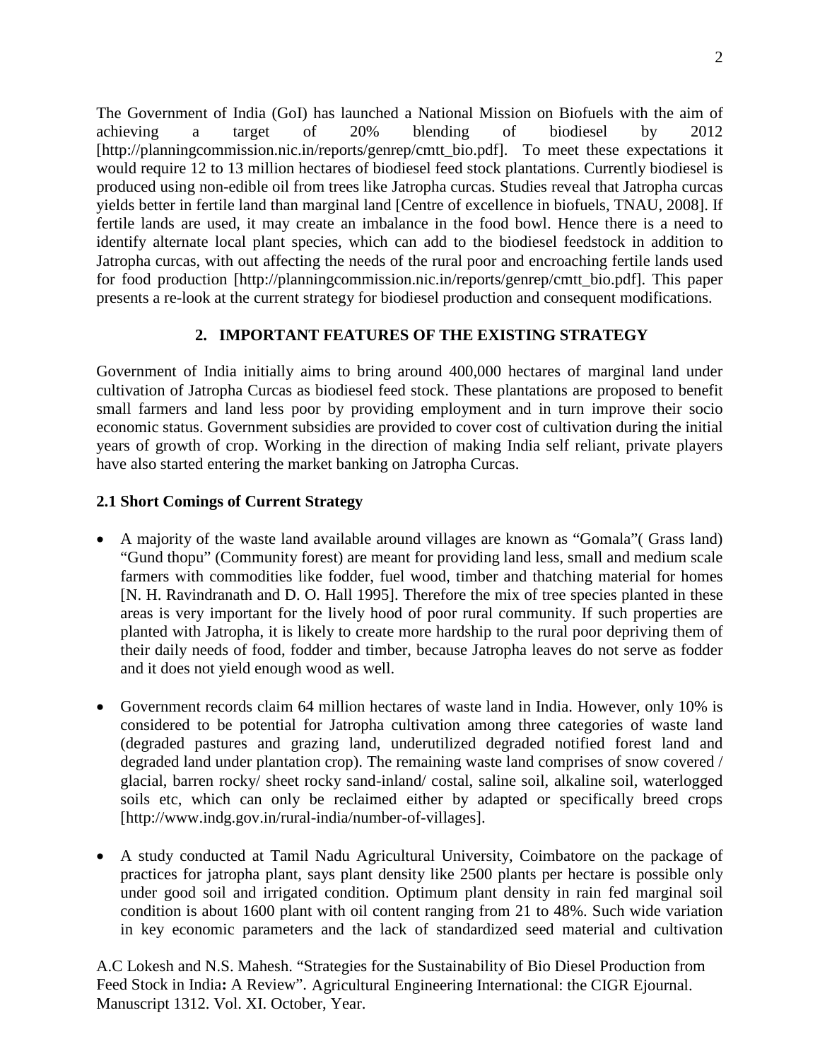The Government of India (GoI) has launched a National Mission on Biofuels with the aim of achieving a target of 20% blending of biodiesel by 2012 [http://planningcommission.nic.in/reports/genrep/cmtt_bio.pdf]. To meet these expectations it would require 12 to 13 million hectares of biodiesel feed stock plantations. Currently biodiesel is produced using non-edible oil from trees like Jatropha curcas. Studies reveal that Jatropha curcas yields better in fertile land than marginal land [Centre of excellence in biofuels, TNAU, 2008]. If fertile lands are used, it may create an imbalance in the food bowl. Hence there is a need to identify alternate local plant species, which can add to the biodiesel feedstock in addition to Jatropha curcas, with out affecting the needs of the rural poor and encroaching fertile lands used for food production [http://planningcommission.nic.in/reports/genrep/cmtt_bio.pdf]. This paper presents a re-look at the current strategy for biodiesel production and consequent modifications.

## 2. IMPORTANT FEATURES OF THE EXISTING STRATEGY

Government of India initially aims to bring around 400,000 hectares of marginal land under cultivation of Jatropha Curcas as biodiesel feed stock. These plantations are proposed to benefit small farmers and land less poor by providing employment and in turn improve their socio economic status. Government subsidies are provided to cover cost of cultivation during the initial years of growth of crop. Working in the direction of making India self reliant, private players have also started entering the market banking on Jatropha Curcas.

### 2.1 Short Comings of Current Strategy

- A majority of the waste land available around villages are known as "Gomala"( Grass land) "Gund thopu" (Community forest) are meant for providing land less, small and medium scale farmers with commodities like fodder, fuel wood, timber and thatching material for homes [N. H. Ravindranath and D. O. Hall 1995]. Therefore the mix of tree species planted in these areas is very important for the lively hood of poor rural community. If such properties are planted with Jatropha, it is likely to create more hardship to the rural poor depriving them of their daily needs of food, fodder and timber, because Jatropha leaves do not serve as fodder and it does not yield enough wood as well.

- Government records claim 64 million hectares of waste land in India. However, only 10% is considered to be potential for Jatropha cultivation among three categories of waste land (degraded pastures and grazing land, underutilized degraded notified forest land and degraded land under plantation crop). The remaining waste land comprises of snow covered / glacial, barren rocky/ sheet rocky sand-inland/ costal, saline soil, alkaline soil, waterlogged soils etc, which can only be reclaimed either by adapted or specifically breed crops [http://www.indg.gov.in/rural-india/number-of-villages].

- A study conducted at Tamil Nadu Agricultural University, Coimbatore on the package of practices for jatropha plant, says plant density like 2500 plants per hectare is possible only under good soil and irrigated condition. Optimum plant density in rain fed marginal soil condition is about 1600 plant with oil content ranging from 21 to 48%. Such wide variation in key economic parameters and the lack of standardized seed material and cultivation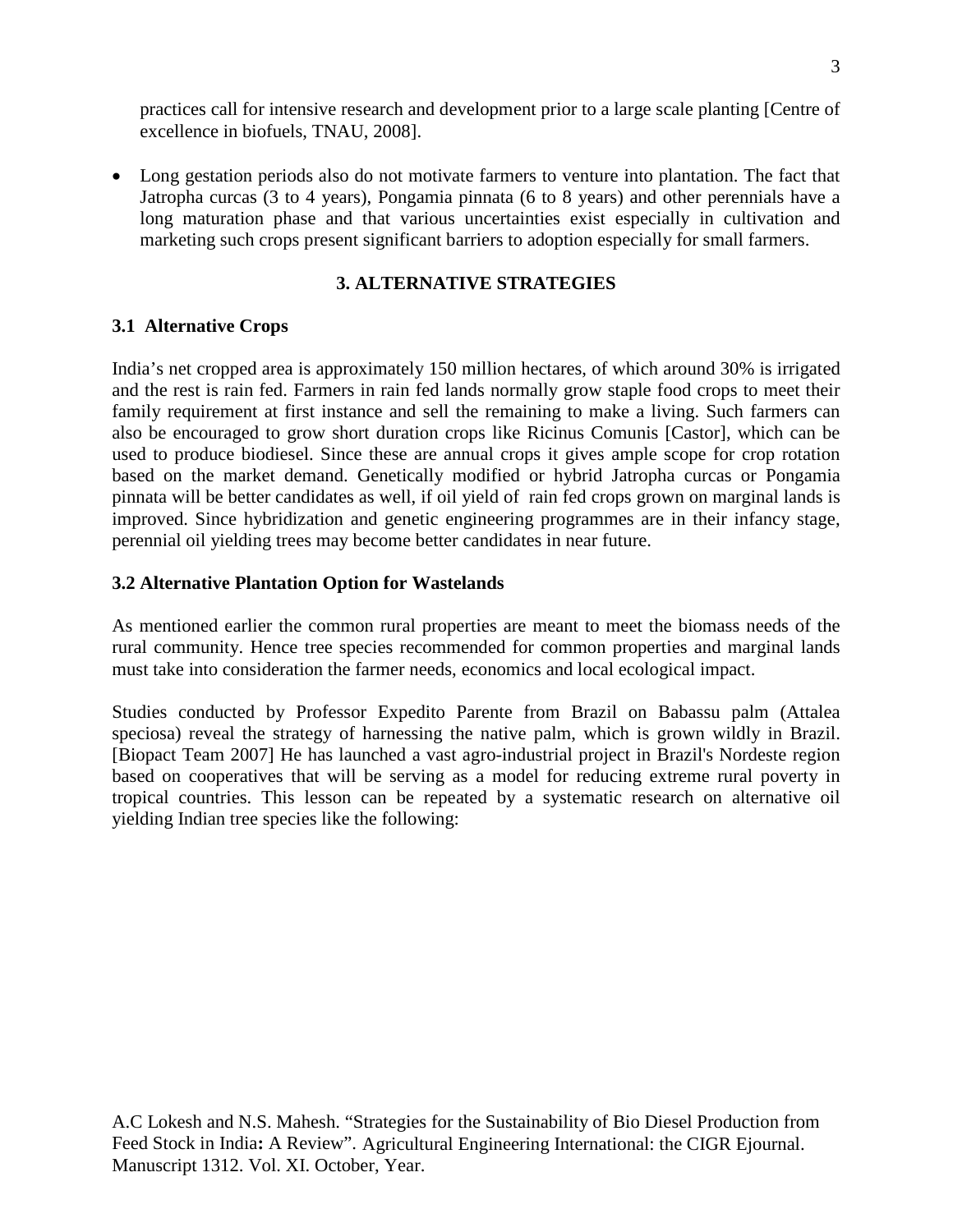practices call for intensive research and development prior to a large scale planting [Centre of excellence in biofuels, TNAU, 2008].

- Long gestation periods also do not motivate farmers to venture into plantation. The fact that Jatropha curcas (3 to 4 years), Pongamia pinnata (6 to 8 years) and other perennials have a long maturation phase and that various uncertainties exist especially in cultivation and marketing such crops present significant barriers to adoption especially for small farmers.

## 3. ALTERNATIVE STRATEGIES

### 3.1 Alternative Crops

India's net cropped area is approximately 150 million hectares, of which around 30% is irrigated and the rest is rain fed. Farmers in rain fed lands normally grow staple food crops to meet their family requirement at first instance and sell the remaining to make a living. Such farmers can also be encouraged to grow short duration crops like Ricinus Comunis [Castor], which can be used to produce biodiesel. Since these are annual crops it gives ample scope for crop rotation based on the market demand. Genetically modified or hybrid Jatropha curcas or Pongamia pinnata will be better candidates as well, if oil yield of rain fed crops grown on marginal lands is improved. Since hybridization and genetic engineering programmes are in their infancy stage, perennial oil yielding trees may become better candidates in near future.

### 3.2 Alternative Plantation Option for Wastelands

As mentioned earlier the common rural properties are meant to meet the biomass needs of the rural community. Hence tree species recommended for common properties and marginal lands must take into consideration the farmer needs, economics and local ecological impact.

Studies conducted by Professor Expedito Parente from Brazil on Babassu palm (Attalea speciosa) reveal the strategy of harnessing the native palm, which is grown wildly in Brazil. [Biopact Team 2007] He has launched a vast agro-industrial project in Brazil's Nordeste region based on cooperatives that will be serving as a model for reducing extreme rural poverty in tropical countries. This lesson can be repeated by a systematic research on alternative oil yielding Indian tree species like the following: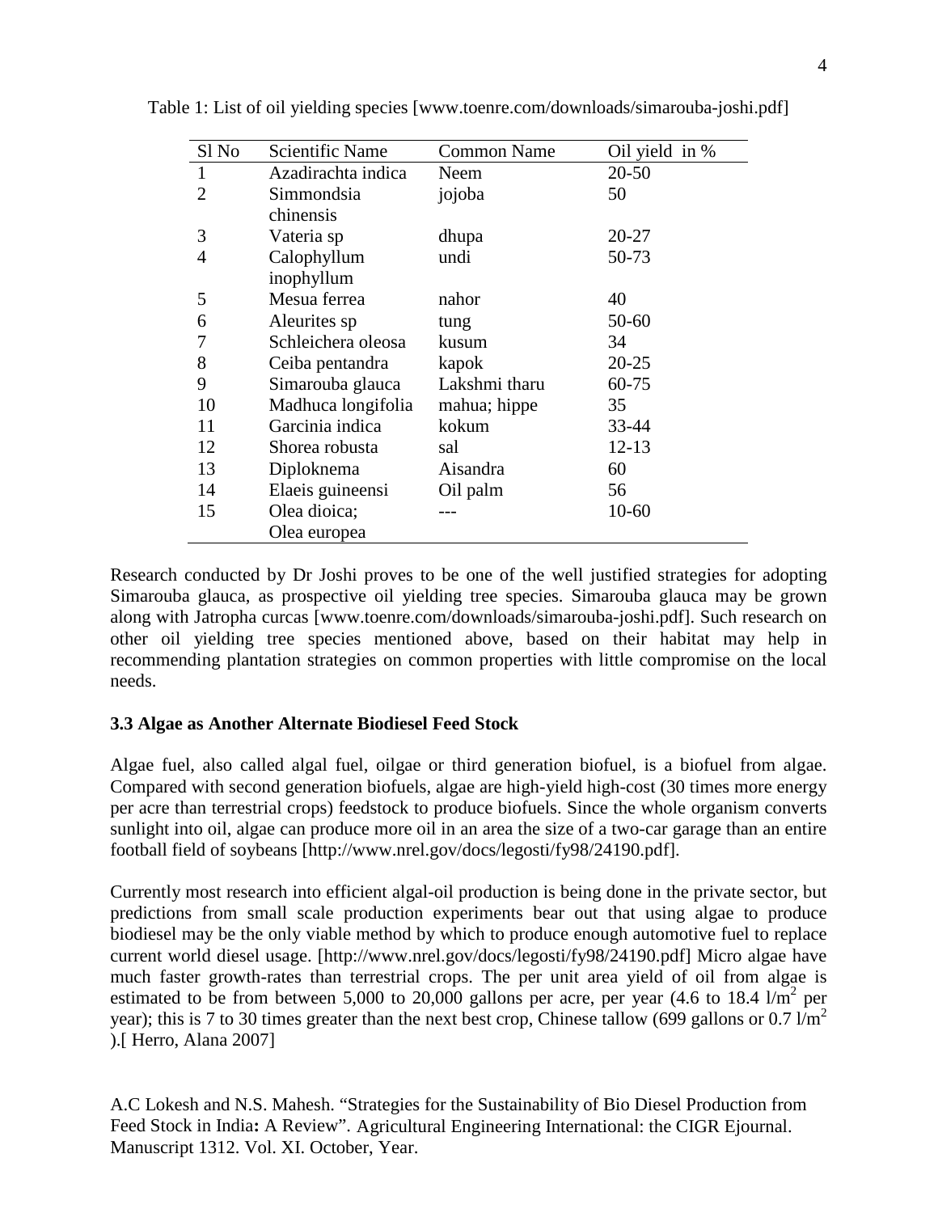Table 1: List of oil yielding species [www.toenre.com/downloads/simarouba-joshi.pdf]

| Sl No | Scientific Name | Common Name | Oil yield in % |
|---|---|---|---|
| 1 | Azadirachta indica | Neem | 20-50 |
| 2 | Simmondsia chinensis | jojoba | 50 |
| 3 | Vateria sp | dhupa | 20-27 |
| 4 | Calophyllum inophyllum | undi | 50-73 |
| 5 | Mesua ferrea | nahor | 40 |
| 6 | Aleurites sp | tung | 50-60 |
| 7 | Schleichera oleosa | kusum | 34 |
| 8 | Ceiba pentandra | kapok | 20-25 |
| 9 | Simarouba glauca | Lakshmi tharu | 60-75 |
| 10 | Madhuca longifolia | mahua; hippe | 35 |
| 11 | Garcinia indica | kokum | 33-44 |
| 12 | Shorea robusta | sal | 12-13 |
| 13 | Diploknema | Aisandra | 60 |
| 14 | Elaeis guineensi | Oil palm | 56 |
| 15 | Olea dioica; Olea europea | --- | 10-60 |

Research conducted by Dr Joshi proves to be one of the well justified strategies for adopting Simarouba glauca, as prospective oil yielding tree species. Simarouba glauca may be grown along with Jatropha curcas [www.toenre.com/downloads/simarouba-joshi.pdf]. Such research on other oil yielding tree species mentioned above, based on their habitat may help in recommending plantation strategies on common properties with little compromise on the local needs.

### 3.3 Algae as Another Alternate Biodiesel Feed Stock

Algae fuel, also called algal fuel, oilgae or third generation biofuel, is a biofuel from algae. Compared with second generation biofuels, algae are high-yield high-cost (30 times more energy per acre than terrestrial crops) feedstock to produce biofuels. Since the whole organism converts sunlight into oil, algae can produce more oil in an area the size of a two-car garage than an entire football field of soybeans [http://www.nrel.gov/docs/legosti/fy98/24190.pdf].

Currently most research into efficient algal-oil production is being done in the private sector, but predictions from small scale production experiments bear out that using algae to produce biodiesel may be the only viable method by which to produce enough automotive fuel to replace current world diesel usage. [http://www.nrel.gov/docs/legosti/fy98/24190.pdf] Micro algae have much faster growth-rates than terrestrial crops. The per unit area yield of oil from algae is estimated to be from between 5,000 to 20,000 gallons per acre, per year (4.6 to 18.4 $l/m^2$ per year); this is 7 to 30 times greater than the next best crop, Chinese tallow (699 gallons or 0.7 $l/m^2$ ).[ Herro, Alana 2007]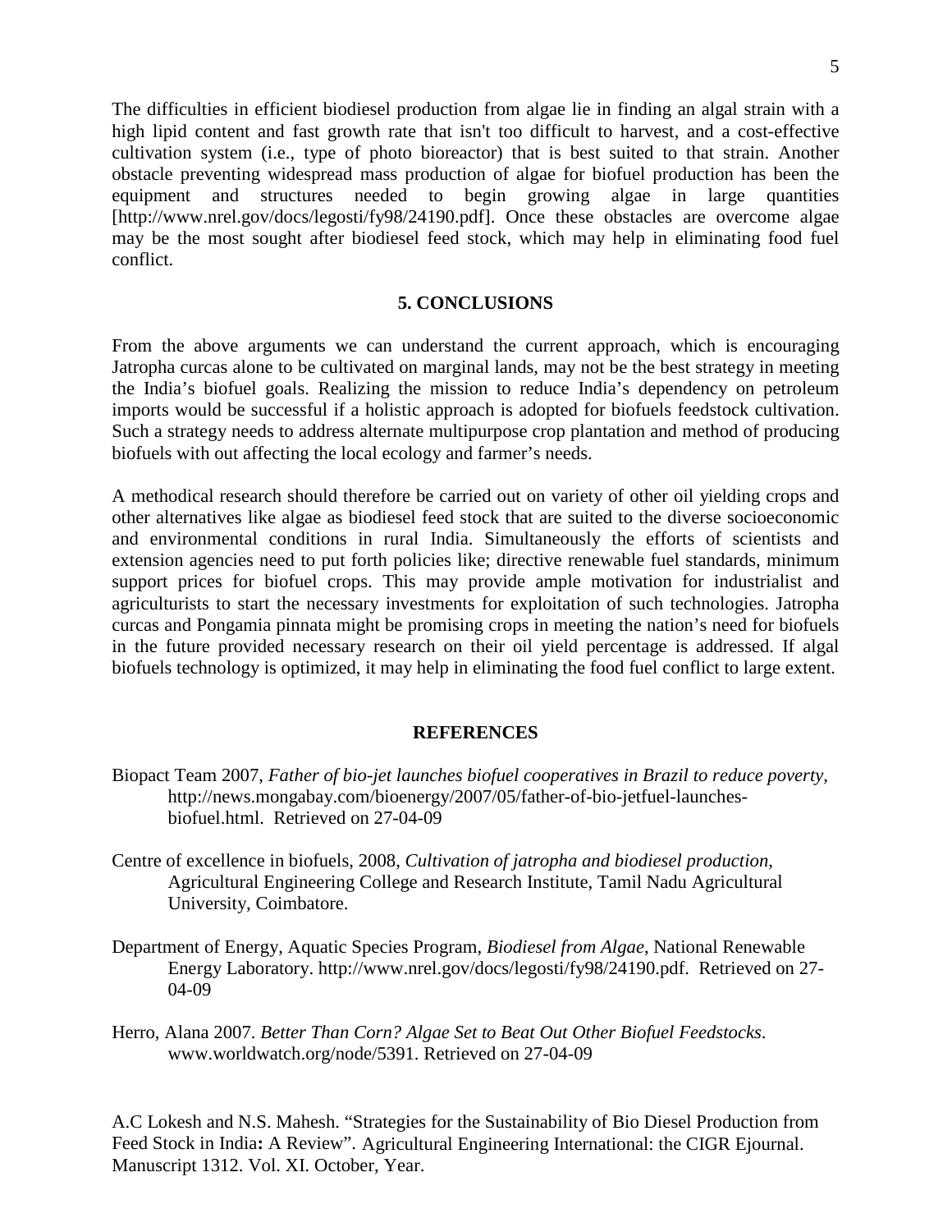The difficulties in efficient biodiesel production from algae lie in finding an algal strain with a high lipid content and fast growth rate that isn't too difficult to harvest, and a cost-effective cultivation system (i.e., type of photo bioreactor) that is best suited to that strain. Another obstacle preventing widespread mass production of algae for biofuel production has been the equipment and structures needed to begin growing algae in large quantities [http://www.nrel.gov/docs/legosti/fy98/24190.pdf]. Once these obstacles are overcome algae may be the most sought after biodiesel feed stock, which may help in eliminating food fuel conflict.

## 5. CONCLUSIONS

From the above arguments we can understand the current approach, which is encouraging Jatropha curcas alone to be cultivated on marginal lands, may not be the best strategy in meeting the India's biofuel goals. Realizing the mission to reduce India's dependency on petroleum imports would be successful if a holistic approach is adopted for biofuels feedstock cultivation. Such a strategy needs to address alternate multipurpose crop plantation and method of producing biofuels with out affecting the local ecology and farmer's needs.

A methodical research should therefore be carried out on variety of other oil yielding crops and other alternatives like algae as biodiesel feed stock that are suited to the diverse socioeconomic and environmental conditions in rural India. Simultaneously the efforts of scientists and extension agencies need to put forth policies like; directive renewable fuel standards, minimum support prices for biofuel crops. This may provide ample motivation for industrialist and agriculturists to start the necessary investments for exploitation of such technologies. Jatropha curcas and Pongamia pinnata might be promising crops in meeting the nation's need for biofuels in the future provided necessary research on their oil yield percentage is addressed. If algal biofuels technology is optimized, it may help in eliminating the food fuel conflict to large extent.

## REFERENCES

Biopact Team 2007, *Father of bio-jet launches biofuel cooperatives in Brazil to reduce poverty,* http://news.mongabay.com/bioenergy/2007/05/father-of-bio-jetfuel-launches-biofuel.html. Retrieved on 27-04-09

Centre of excellence in biofuels, 2008, *Cultivation of jatropha and biodiesel production*, Agricultural Engineering College and Research Institute, Tamil Nadu Agricultural University, Coimbatore.

Department of Energy, Aquatic Species Program, *Biodiesel from Algae*, National Renewable Energy Laboratory. http://www.nrel.gov/docs/legosti/fy98/24190.pdf. Retrieved on 27-04-09

Herro, Alana 2007. *Better Than Corn? Algae Set to Beat Out Other Biofuel Feedstocks*. www.worldwatch.org/node/5391. Retrieved on 27-04-09

A.C Lokesh and N.S. Mahesh. "Strategies for the Sustainability of Bio Diesel Production from Feed Stock in India**:** A Review". Agricultural Engineering International: the CIGR Ejournal. Manuscript 1312. Vol. XI. October, Year.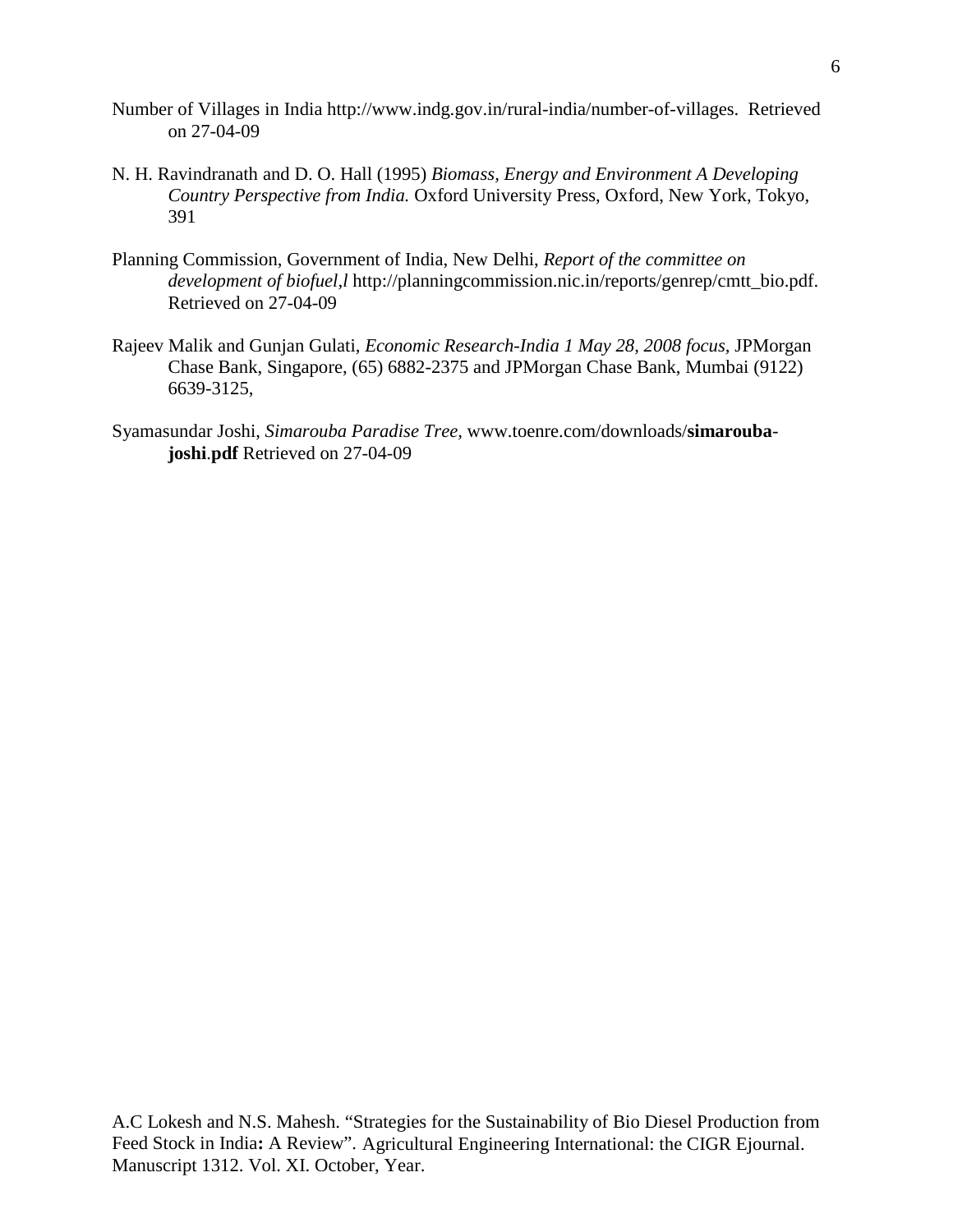Number of Villages in India http://www.indg.gov.in/rural-india/number-of-villages. Retrieved on 27-04-09

N. H. Ravindranath and D. O. Hall (1995) *Biomass, Energy and Environment A Developing Country Perspective from India.* Oxford University Press, Oxford, New York, Tokyo, 391

Planning Commission, Government of India, New Delhi, *Report of the committee on development of biofuel,l* http://planningcommission.nic.in/reports/genrep/cmtt_bio.pdf. Retrieved on 27-04-09

Rajeev Malik and Gunjan Gulati, *Economic Research-India 1 May 28, 2008 focus*, JPMorgan Chase Bank, Singapore, (65) 6882-2375 and JPMorgan Chase Bank, Mumbai (9122) 6639-3125,

Syamasundar Joshi, *Simarouba Paradise Tree*, www.toenre.com/downloads/**simarouba-joshi**.**pdf** Retrieved on 27-04-09